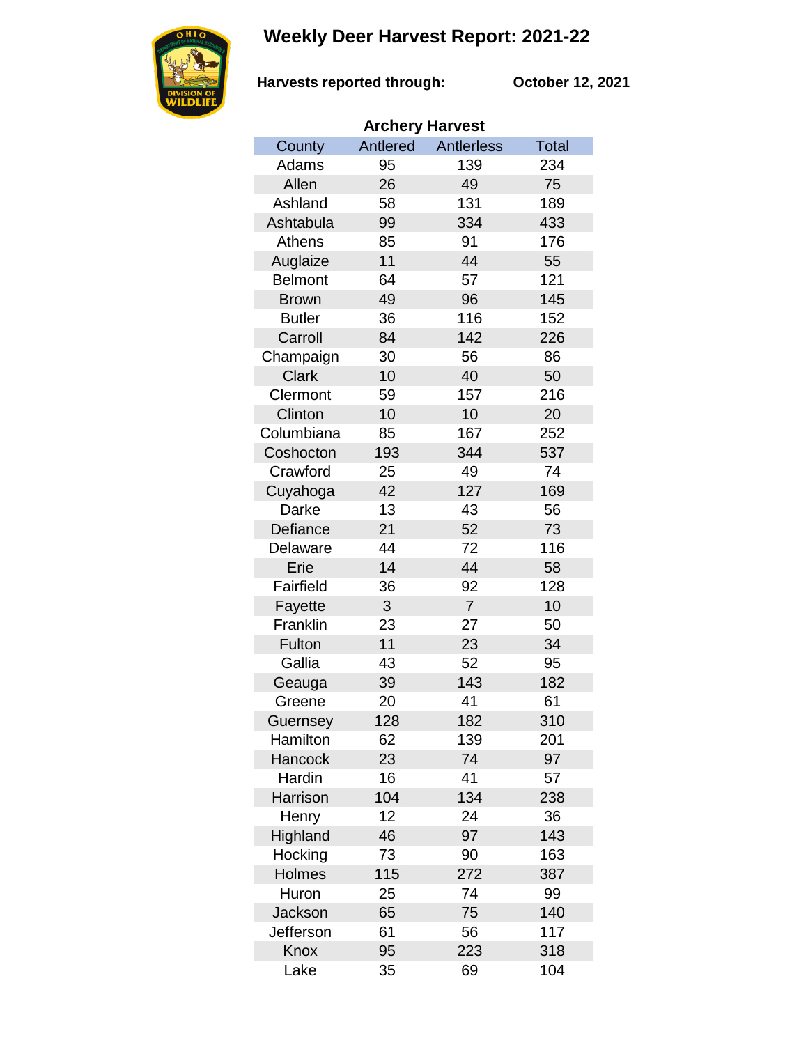# Weekly Deer Harvest Report: 2021-22

**Harvests reported through:** **October 12, 2021**

### Archery Harvest

| County | Antlered | Antlerless | Total |
|---|---|---|---|
| Adams | 95 | 139 | 234 |
| Allen | 26 | 49 | 75 |
| Ashland | 58 | 131 | 189 |
| Ashtabula | 99 | 334 | 433 |
| Athens | 85 | 91 | 176 |
| Auglaize | 11 | 44 | 55 |
| Belmont | 64 | 57 | 121 |
| Brown | 49 | 96 | 145 |
| Butler | 36 | 116 | 152 |
| Carroll | 84 | 142 | 226 |
| Champaign | 30 | 56 | 86 |
| Clark | 10 | 40 | 50 |
| Clermont | 59 | 157 | 216 |
| Clinton | 10 | 10 | 20 |
| Columbiana | 85 | 167 | 252 |
| Coshocton | 193 | 344 | 537 |
| Crawford | 25 | 49 | 74 |
| Cuyahoga | 42 | 127 | 169 |
| Darke | 13 | 43 | 56 |
| Defiance | 21 | 52 | 73 |
| Delaware | 44 | 72 | 116 |
| Erie | 14 | 44 | 58 |
| Fairfield | 36 | 92 | 128 |
| Fayette | 3 | 7 | 10 |
| Franklin | 23 | 27 | 50 |
| Fulton | 11 | 23 | 34 |
| Gallia | 43 | 52 | 95 |
| Geauga | 39 | 143 | 182 |
| Greene | 20 | 41 | 61 |
| Guernsey | 128 | 182 | 310 |
| Hamilton | 62 | 139 | 201 |
| Hancock | 23 | 74 | 97 |
| Hardin | 16 | 41 | 57 |
| Harrison | 104 | 134 | 238 |
| Henry | 12 | 24 | 36 |
| Highland | 46 | 97 | 143 |
| Hocking | 73 | 90 | 163 |
| Holmes | 115 | 272 | 387 |
| Huron | 25 | 74 | 99 |
| Jackson | 65 | 75 | 140 |
| Jefferson | 61 | 56 | 117 |
| Knox | 95 | 223 | 318 |
| Lake | 35 | 69 | 104 |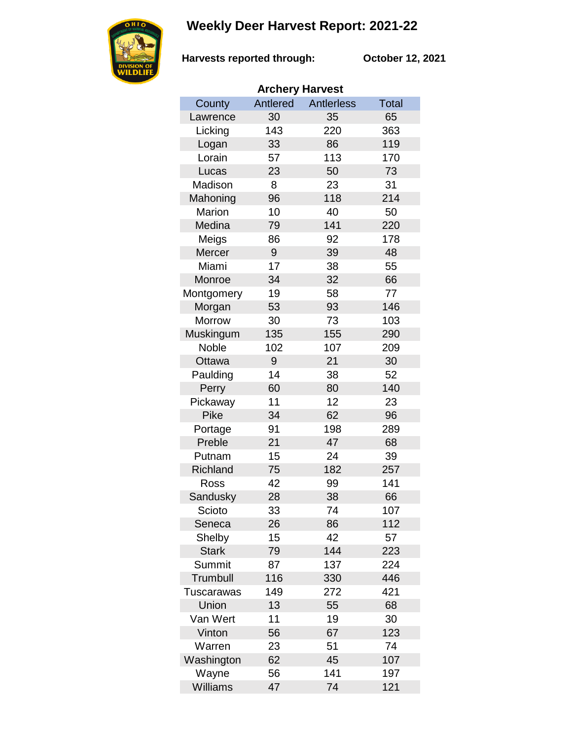# Weekly Deer Harvest Report: 2021-22

**Harvests reported through:** **October 12, 2021**

**Archery Harvest**

| County | Antlered | Antlerless | Total |
|---|---|---|---|
| Lawrence | 30 | 35 | 65 |
| Licking | 143 | 220 | 363 |
| Logan | 33 | 86 | 119 |
| Lorain | 57 | 113 | 170 |
| Lucas | 23 | 50 | 73 |
| Madison | 8 | 23 | 31 |
| Mahoning | 96 | 118 | 214 |
| Marion | 10 | 40 | 50 |
| Medina | 79 | 141 | 220 |
| Meigs | 86 | 92 | 178 |
| Mercer | 9 | 39 | 48 |
| Miami | 17 | 38 | 55 |
| Monroe | 34 | 32 | 66 |
| Montgomery | 19 | 58 | 77 |
| Morgan | 53 | 93 | 146 |
| Morrow | 30 | 73 | 103 |
| Muskingum | 135 | 155 | 290 |
| Noble | 102 | 107 | 209 |
| Ottawa | 9 | 21 | 30 |
| Paulding | 14 | 38 | 52 |
| Perry | 60 | 80 | 140 |
| Pickaway | 11 | 12 | 23 |
| Pike | 34 | 62 | 96 |
| Portage | 91 | 198 | 289 |
| Preble | 21 | 47 | 68 |
| Putnam | 15 | 24 | 39 |
| Richland | 75 | 182 | 257 |
| Ross | 42 | 99 | 141 |
| Sandusky | 28 | 38 | 66 |
| Scioto | 33 | 74 | 107 |
| Seneca | 26 | 86 | 112 |
| Shelby | 15 | 42 | 57 |
| Stark | 79 | 144 | 223 |
| Summit | 87 | 137 | 224 |
| Trumbull | 116 | 330 | 446 |
| Tuscarawas | 149 | 272 | 421 |
| Union | 13 | 55 | 68 |
| Van Wert | 11 | 19 | 30 |
| Vinton | 56 | 67 | 123 |
| Warren | 23 | 51 | 74 |
| Washington | 62 | 45 | 107 |
| Wayne | 56 | 141 | 197 |
| Williams | 47 | 74 | 121 |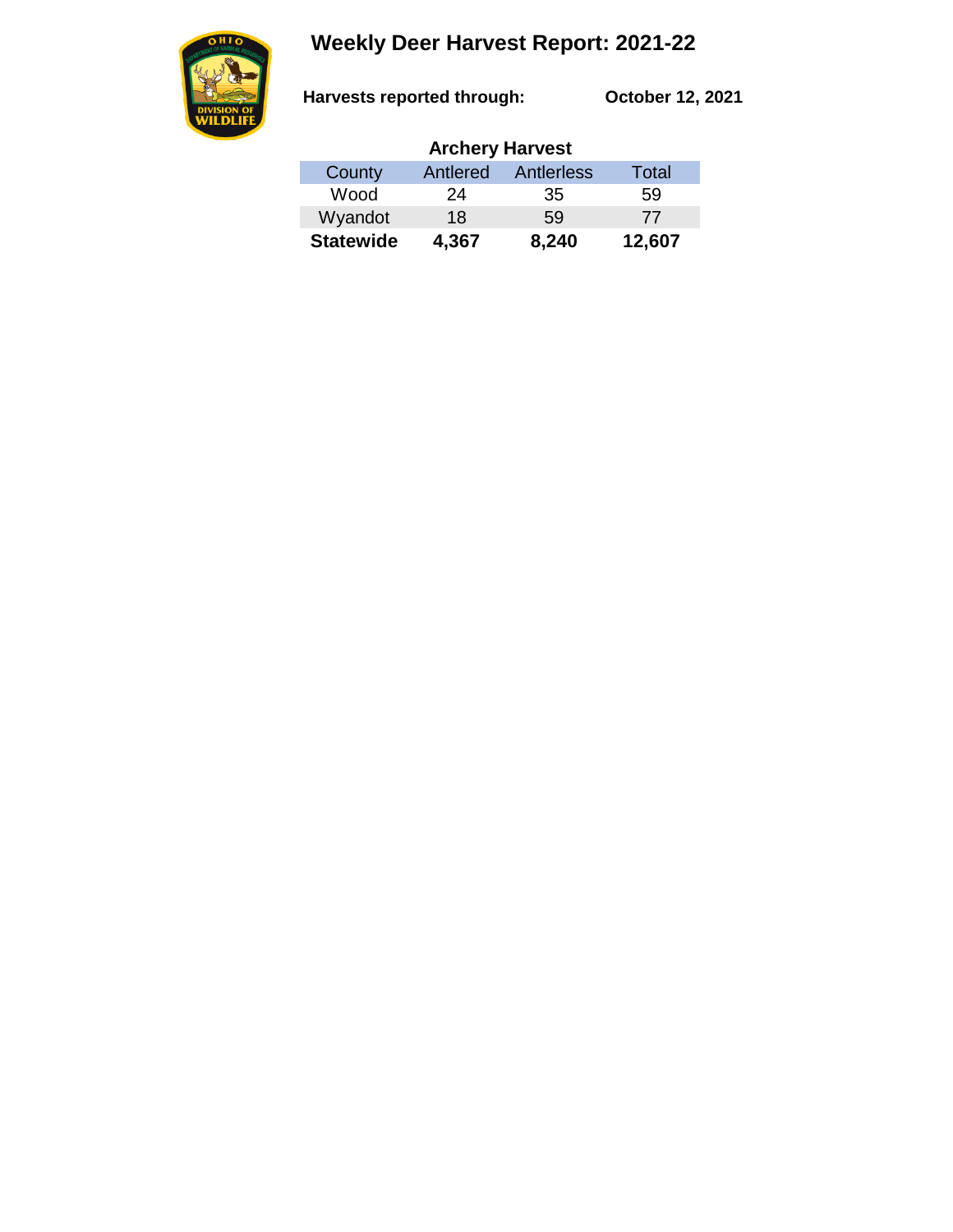# Weekly Deer Harvest Report: 2021-22

**Harvests reported through:** **October 12, 2021**

**Archery Harvest**

| County | Antlered | Antlerless | Total |
|---|---|---|---|
| Wood | 24 | 35 | 59 |
| Wyandot | 18 | 59 | 77 |
| **Statewide** | **4,367** | **8,240** | **12,607** |